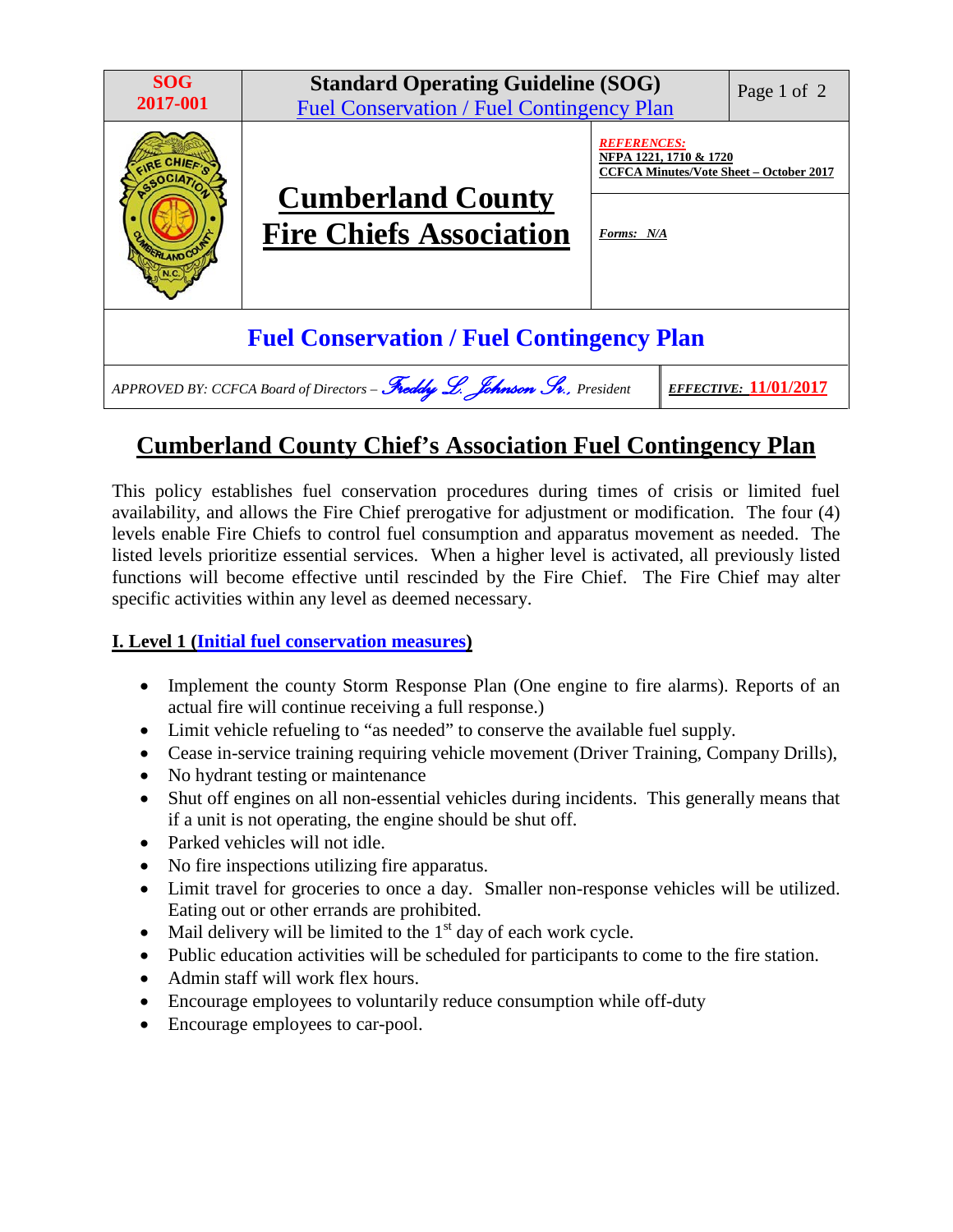| SOG 2017-001 | Standard Operating Guideline (SOG) Fuel Conservation / Fuel Contingency Plan | |
|---|---|---|
| | **Cumberland County Fire Chiefs Association** | ***REFERENCES:*** **NFPA 1221, 1710 & 1720** **CCFCA Minutes/Vote Sheet – October 2017** |
| | | *Forms: N/A* |

## Fuel Conservation / Fuel Contingency Plan

*APPROVED BY: CCFCA Board of Directors – Freddy L. Johnson Sr., President* | ***EFFECTIVE:*** **11/01/2017**

# Cumberland County Chief's Association Fuel Contingency Plan

This policy establishes fuel conservation procedures during times of crisis or limited fuel availability, and allows the Fire Chief prerogative for adjustment or modification. The four (4) levels enable Fire Chiefs to control fuel consumption and apparatus movement as needed. The listed levels prioritize essential services. When a higher level is activated, all previously listed functions will become effective until rescinded by the Fire Chief. The Fire Chief may alter specific activities within any level as deemed necessary.

### I. Level 1 (Initial fuel conservation measures)

- Implement the county Storm Response Plan (One engine to fire alarms). Reports of an actual fire will continue receiving a full response.)
- Limit vehicle refueling to "as needed" to conserve the available fuel supply.
- Cease in-service training requiring vehicle movement (Driver Training, Company Drills),
- No hydrant testing or maintenance
- Shut off engines on all non-essential vehicles during incidents. This generally means that if a unit is not operating, the engine should be shut off.
- Parked vehicles will not idle.
- No fire inspections utilizing fire apparatus.
- Limit travel for groceries to once a day. Smaller non-response vehicles will be utilized. Eating out or other errands are prohibited.
- Mail delivery will be limited to the 1st day of each work cycle.
- Public education activities will be scheduled for participants to come to the fire station.
- Admin staff will work flex hours.
- Encourage employees to voluntarily reduce consumption while off-duty
- Encourage employees to car-pool.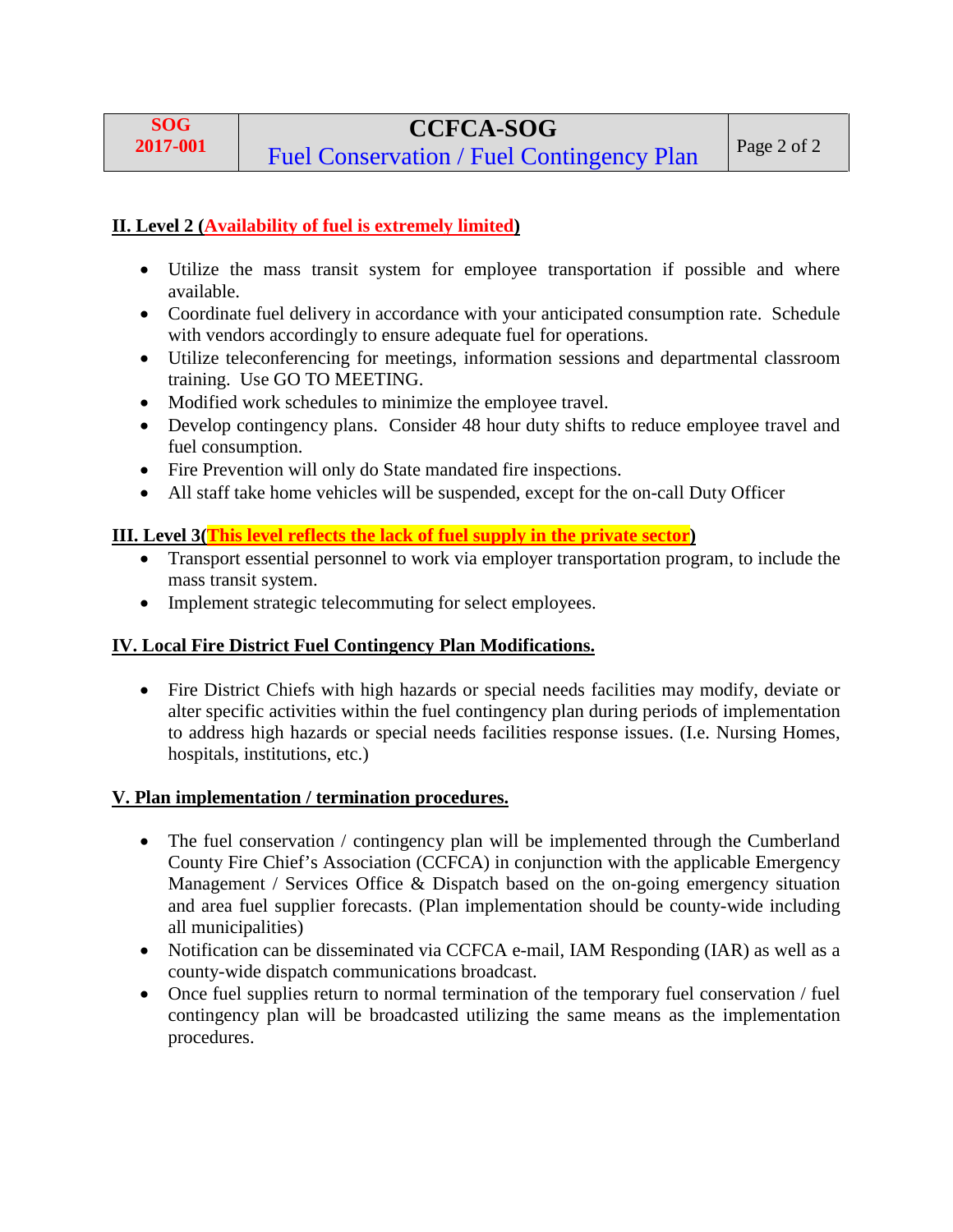## II. Level 2 (Availability of fuel is extremely limited)

- Utilize the mass transit system for employee transportation if possible and where available.
- Coordinate fuel delivery in accordance with your anticipated consumption rate. Schedule with vendors accordingly to ensure adequate fuel for operations.
- Utilize teleconferencing for meetings, information sessions and departmental classroom training. Use GO TO MEETING.
- Modified work schedules to minimize the employee travel.
- Develop contingency plans. Consider 48 hour duty shifts to reduce employee travel and fuel consumption.
- Fire Prevention will only do State mandated fire inspections.
- All staff take home vehicles will be suspended, except for the on-call Duty Officer

## III. Level 3(This level reflects the lack of fuel supply in the private sector)

- Transport essential personnel to work via employer transportation program, to include the mass transit system.
- Implement strategic telecommuting for select employees.

## IV. Local Fire District Fuel Contingency Plan Modifications.

- Fire District Chiefs with high hazards or special needs facilities may modify, deviate or alter specific activities within the fuel contingency plan during periods of implementation to address high hazards or special needs facilities response issues. (I.e. Nursing Homes, hospitals, institutions, etc.)

## V. Plan implementation / termination procedures.

- The fuel conservation / contingency plan will be implemented through the Cumberland County Fire Chief's Association (CCFCA) in conjunction with the applicable Emergency Management / Services Office & Dispatch based on the on-going emergency situation and area fuel supplier forecasts. (Plan implementation should be county-wide including all municipalities)
- Notification can be disseminated via CCFCA e-mail, IAM Responding (IAR) as well as a county-wide dispatch communications broadcast.
- Once fuel supplies return to normal termination of the temporary fuel conservation / fuel contingency plan will be broadcasted utilizing the same means as the implementation procedures.